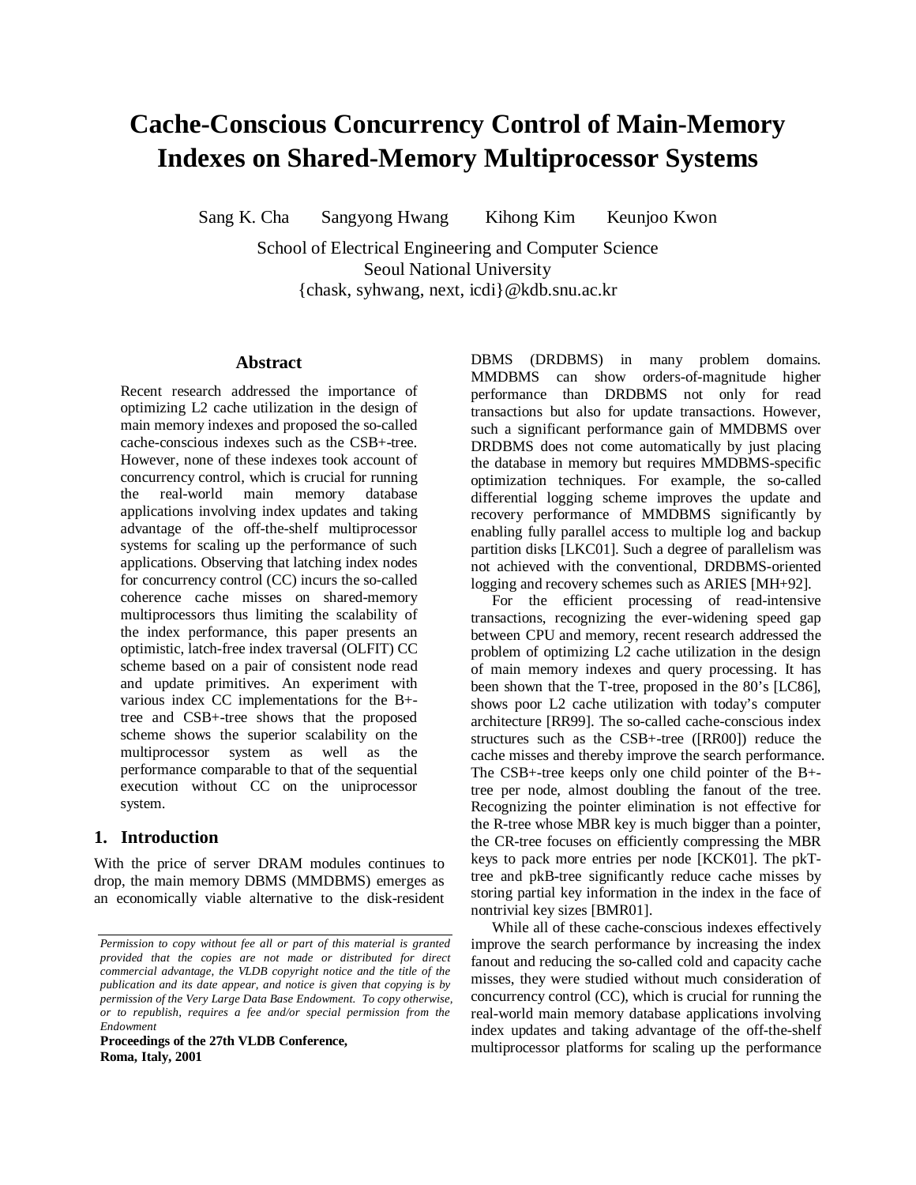# Cache-Conscious Concurrency Control of Main-Memory Indexes on Shared-Memory Multiprocessor Systems

Sang K. Cha Sangyong Hwang Kihong Kim Keunjoo Kwon

School of Electrical Engineering and Computer Science
Seoul National University
{chask, syhwang, next, icdi}@kdb.snu.ac.kr

## Abstract

Recent research addressed the importance of optimizing L2 cache utilization in the design of main memory indexes and proposed the so-called cache-conscious indexes such as the CSB+-tree. However, none of these indexes took account of concurrency control, which is crucial for running the real-world main memory database applications involving index updates and taking advantage of the off-the-shelf multiprocessor systems for scaling up the performance of such applications. Observing that latching index nodes for concurrency control (CC) incurs the so-called coherence cache misses on shared-memory multiprocessors thus limiting the scalability of the index performance, this paper presents an optimistic, latch-free index traversal (OLFIT) CC scheme based on a pair of consistent node read and update primitives. An experiment with various index CC implementations for the B+-tree and CSB+-tree shows that the proposed scheme shows the superior scalability on the multiprocessor system as well as the performance comparable to that of the sequential execution without CC on the uniprocessor system.

## 1. Introduction

With the price of server DRAM modules continues to drop, the main memory DBMS (MMDBMS) emerges as an economically viable alternative to the disk-resident DBMS (DRDBMS) in many problem domains. MMDBMS can show orders-of-magnitude higher performance than DRDBMS not only for read transactions but also for update transactions. However, such a significant performance gain of MMDBMS over DRDBMS does not come automatically by just placing the database in memory but requires MMDBMS-specific optimization techniques. For example, the so-called differential logging scheme improves the update and recovery performance of MMDBMS significantly by enabling fully parallel access to multiple log and backup partition disks [LKC01]. Such a degree of parallelism was not achieved with the conventional, DRDBMS-oriented logging and recovery schemes such as ARIES [MH+92].

For the efficient processing of read-intensive transactions, recognizing the ever-widening speed gap between CPU and memory, recent research addressed the problem of optimizing L2 cache utilization in the design of main memory indexes and query processing. It has been shown that the T-tree, proposed in the 80's [LC86], shows poor L2 cache utilization with today's computer architecture [RR99]. The so-called cache-conscious index structures such as the CSB+-tree ([RR00]) reduce the cache misses and thereby improve the search performance. The CSB+-tree keeps only one child pointer of the B+-tree per node, almost doubling the fanout of the tree. Recognizing the pointer elimination is not effective for the R-tree whose MBR key is much bigger than a pointer, the CR-tree focuses on efficiently compressing the MBR keys to pack more entries per node [KCK01]. The pkT-tree and pkB-tree significantly reduce cache misses by storing partial key information in the index in the face of nontrivial key sizes [BMR01].

While all of these cache-conscious indexes effectively improve the search performance by increasing the index fanout and reducing the so-called cold and capacity cache misses, they were studied without much consideration of concurrency control (CC), which is crucial for running the real-world main memory database applications involving index updates and taking advantage of the off-the-shelf multiprocessor platforms for scaling up the performance

*Permission to copy without fee all or part of this material is granted provided that the copies are not made or distributed for direct commercial advantage, the VLDB copyright notice and the title of the publication and its date appear, and notice is given that copying is by permission of the Very Large Data Base Endowment. To copy otherwise, or to republish, requires a fee and/or special permission from the Endowment*

**Proceedings of the 27th VLDB Conference, Roma, Italy, 2001**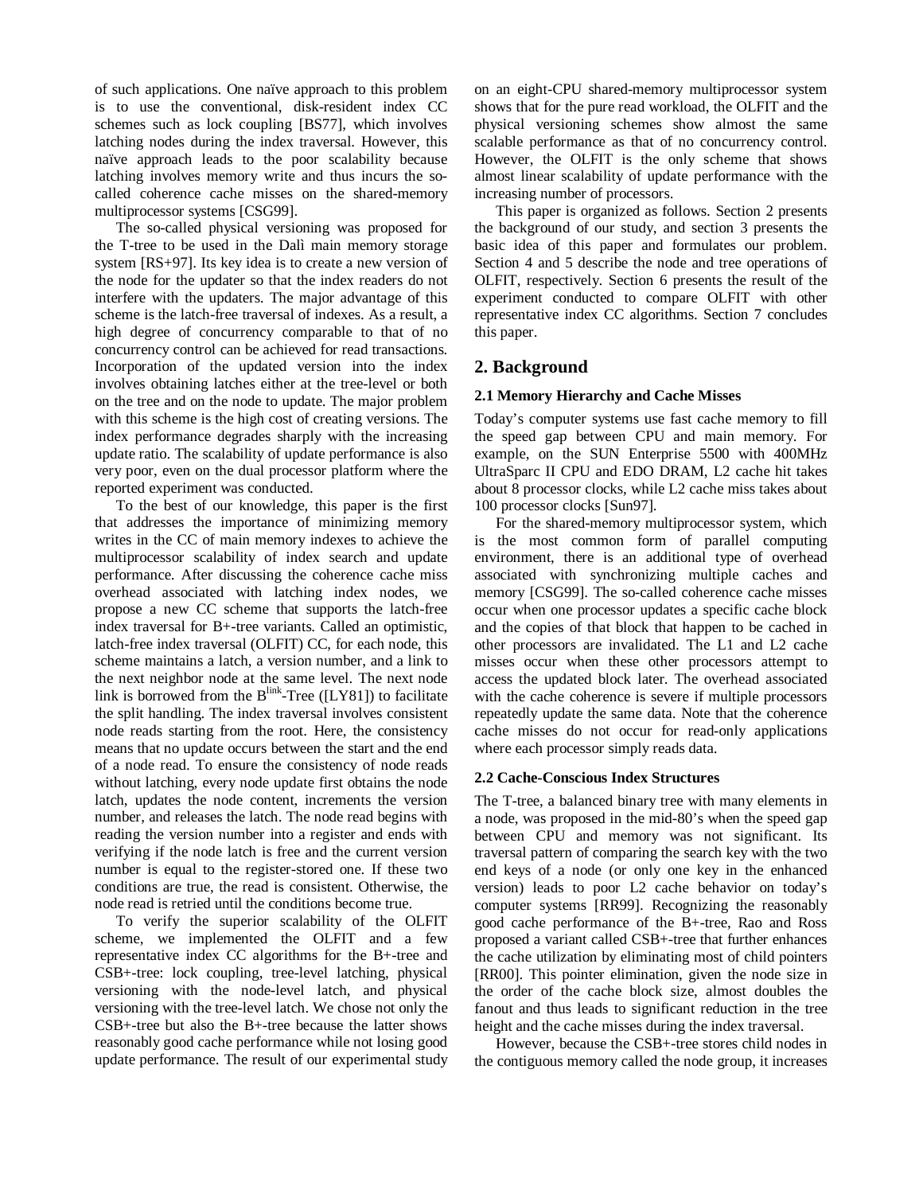of such applications. One naïve approach to this problem is to use the conventional, disk-resident index CC schemes such as lock coupling [BS77], which involves latching nodes during the index traversal. However, this naïve approach leads to the poor scalability because latching involves memory write and thus incurs the so-called coherence cache misses on the shared-memory multiprocessor systems [CSG99].

The so-called physical versioning was proposed for the T-tree to be used in the Dalì main memory storage system [RS+97]. Its key idea is to create a new version of the node for the updater so that the index readers do not interfere with the updaters. The major advantage of this scheme is the latch-free traversal of indexes. As a result, a high degree of concurrency comparable to that of no concurrency control can be achieved for read transactions. Incorporation of the updated version into the index involves obtaining latches either at the tree-level or both on the tree and on the node to update. The major problem with this scheme is the high cost of creating versions. The index performance degrades sharply with the increasing update ratio. The scalability of update performance is also very poor, even on the dual processor platform where the reported experiment was conducted.

To the best of our knowledge, this paper is the first that addresses the importance of minimizing memory writes in the CC of main memory indexes to achieve the multiprocessor scalability of index search and update performance. After discussing the coherence cache miss overhead associated with latching index nodes, we propose a new CC scheme that supports the latch-free index traversal for B+-tree variants. Called an optimistic, latch-free index traversal (OLFIT) CC, for each node, this scheme maintains a latch, a version number, and a link to the next neighbor node at the same level. The next node link is borrowed from the $B^{link}$-Tree ([LY81]) to facilitate the split handling. The index traversal involves consistent node reads starting from the root. Here, the consistency means that no update occurs between the start and the end of a node read. To ensure the consistency of node reads without latching, every node update first obtains the node latch, updates the node content, increments the version number, and releases the latch. The node read begins with reading the version number into a register and ends with verifying if the node latch is free and the current version number is equal to the register-stored one. If these two conditions are true, the read is consistent. Otherwise, the node read is retried until the conditions become true.

To verify the superior scalability of the OLFIT scheme, we implemented the OLFIT and a few representative index CC algorithms for the B+-tree and CSB+-tree: lock coupling, tree-level latching, physical versioning with the node-level latch, and physical versioning with the tree-level latch. We chose not only the CSB+-tree but also the B+-tree because the latter shows reasonably good cache performance while not losing good update performance. The result of our experimental study on an eight-CPU shared-memory multiprocessor system shows that for the pure read workload, the OLFIT and the physical versioning schemes show almost the same scalable performance as that of no concurrency control. However, the OLFIT is the only scheme that shows almost linear scalability of update performance with the increasing number of processors.

This paper is organized as follows. Section 2 presents the background of our study, and section 3 presents the basic idea of this paper and formulates our problem. Section 4 and 5 describe the node and tree operations of OLFIT, respectively. Section 6 presents the result of the experiment conducted to compare OLFIT with other representative index CC algorithms. Section 7 concludes this paper.

## 2. Background

### 2.1 Memory Hierarchy and Cache Misses

Today's computer systems use fast cache memory to fill the speed gap between CPU and main memory. For example, on the SUN Enterprise 5500 with 400MHz UltraSparc II CPU and EDO DRAM, L2 cache hit takes about 8 processor clocks, while L2 cache miss takes about 100 processor clocks [Sun97].

For the shared-memory multiprocessor system, which is the most common form of parallel computing environment, there is an additional type of overhead associated with synchronizing multiple caches and memory [CSG99]. The so-called coherence cache misses occur when one processor updates a specific cache block and the copies of that block that happen to be cached in other processors are invalidated. The L1 and L2 cache misses occur when these other processors attempt to access the updated block later. The overhead associated with the cache coherence is severe if multiple processors repeatedly update the same data. Note that the coherence cache misses do not occur for read-only applications where each processor simply reads data.

### 2.2 Cache-Conscious Index Structures

The T-tree, a balanced binary tree with many elements in a node, was proposed in the mid-80's when the speed gap between CPU and memory was not significant. Its traversal pattern of comparing the search key with the two end keys of a node (or only one key in the enhanced version) leads to poor L2 cache behavior on today's computer systems [RR99]. Recognizing the reasonably good cache performance of the B+-tree, Rao and Ross proposed a variant called CSB+-tree that further enhances the cache utilization by eliminating most of child pointers [RR00]. This pointer elimination, given the node size in the order of the cache block size, almost doubles the fanout and thus leads to significant reduction in the tree height and the cache misses during the index traversal.

However, because the CSB+-tree stores child nodes in the contiguous memory called the node group, it increases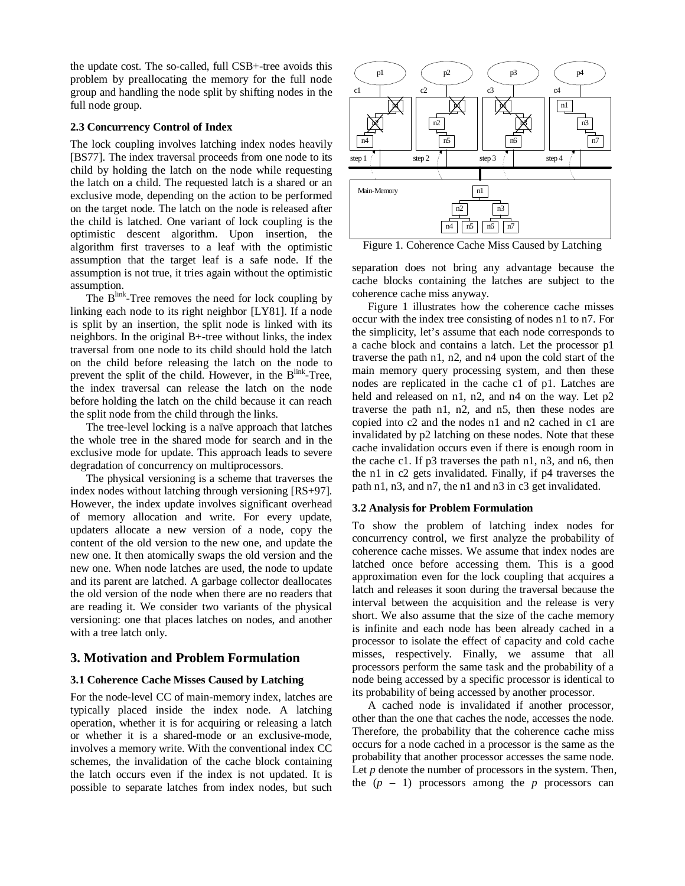the update cost. The so-called, full CSB+-tree avoids this problem by preallocating the memory for the full node group and handling the node split by shifting nodes in the full node group.

### 2.3 Concurrency Control of Index

The lock coupling involves latching index nodes heavily [BS77]. The index traversal proceeds from one node to its child by holding the latch on the node while requesting the latch on a child. The requested latch is a shared or an exclusive mode, depending on the action to be performed on the target node. The latch on the node is released after the child is latched. One variant of lock coupling is the optimistic descent algorithm. Upon insertion, the algorithm first traverses to a leaf with the optimistic assumption that the target leaf is a safe node. If the assumption is not true, it tries again without the optimistic assumption.

The $B^{link}$-Tree removes the need for lock coupling by linking each node to its right neighbor [LY81]. If a node is split by an insertion, the split node is linked with its neighbors. In the original B+-tree without links, the index traversal from one node to its child should hold the latch on the child before releasing the latch on the node to prevent the split of the child. However, in the $B^{link}$-Tree, the index traversal can release the latch on the node before holding the latch on the child because it can reach the split node from the child through the links.

The tree-level locking is a naïve approach that latches the whole tree in the shared mode for search and in the exclusive mode for update. This approach leads to severe degradation of concurrency on multiprocessors.

The physical versioning is a scheme that traverses the index nodes without latching through versioning [RS+97]. However, the index update involves significant overhead of memory allocation and write. For every update, updaters allocate a new version of a node, copy the content of the old version to the new one, and update the new one. It then atomically swaps the old version and the new one. When node latches are used, the node to update and its parent are latched. A garbage collector deallocates the old version of the node when there are no readers that are reading it. We consider two variants of the physical versioning: one that places latches on nodes, and another with a tree latch only.

## 3. Motivation and Problem Formulation

### 3.1 Coherence Cache Misses Caused by Latching

For the node-level CC of main-memory index, latches are typically placed inside the index node. A latching operation, whether it is for acquiring or releasing a latch or whether it is a shared-mode or an exclusive-mode, involves a memory write. With the conventional index CC schemes, the invalidation of the cache block containing the latch occurs even if the index is not updated. It is possible to separate latches from index nodes, but such separation does not bring any advantage because the cache blocks containing the latches are subject to the coherence cache miss anyway.

Figure 1. Coherence Cache Miss Caused by Latching

Figure 1 illustrates how the coherence cache misses occur with the index tree consisting of nodes n1 to n7. For the simplicity, let's assume that each node corresponds to a cache block and contains a latch. Let the processor p1 traverse the path n1, n2, and n4 upon the cold start of the main memory query processing system, and then these nodes are replicated in the cache c1 of p1. Latches are held and released on n1, n2, and n4 on the way. Let p2 traverse the path n1, n2, and n5, then these nodes are copied into c2 and the nodes n1 and n2 cached in c1 are invalidated by p2 latching on these nodes. Note that these cache invalidation occurs even if there is enough room in the cache c1. If p3 traverses the path n1, n3, and n6, then the n1 in c2 gets invalidated. Finally, if p4 traverses the path n1, n3, and n7, the n1 and n3 in c3 get invalidated.

### 3.2 Analysis for Problem Formulation

To show the problem of latching index nodes for concurrency control, we first analyze the probability of coherence cache misses. We assume that index nodes are latched once before accessing them. This is a good approximation even for the lock coupling that acquires a latch and releases it soon during the traversal because the interval between the acquisition and the release is very short. We also assume that the size of the cache memory is infinite and each node has been already cached in a processor to isolate the effect of capacity and cold cache misses, respectively. Finally, we assume that all processors perform the same task and the probability of a node being accessed by a specific processor is identical to its probability of being accessed by another processor.

A cached node is invalidated if another processor, other than the one that caches the node, accesses the node. Therefore, the probability that the coherence cache miss occurs for a node cached in a processor is the same as the probability that another processor accesses the same node. Let $p$ denote the number of processors in the system. Then, the $(p - 1)$ processors among the $p$ processors can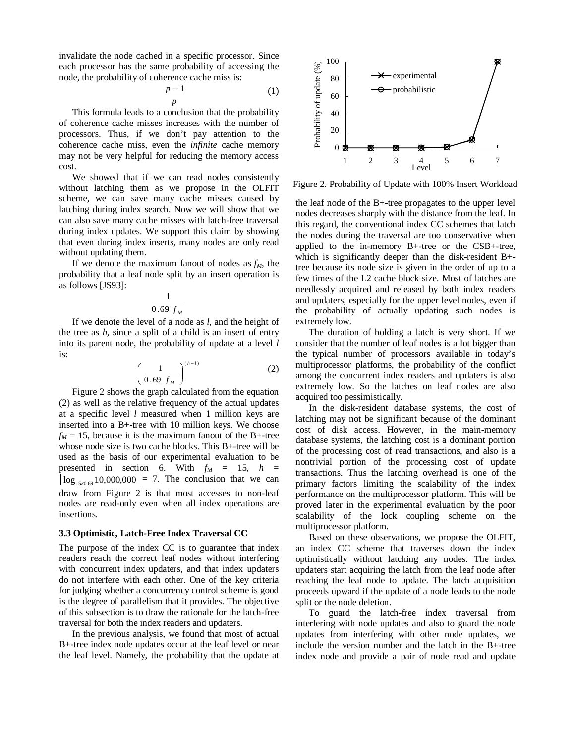invalidate the node cached in a specific processor. Since each processor has the same probability of accessing the node, the probability of coherence cache miss is:

$$\frac{p-1}{p} \quad (1)$$

This formula leads to a conclusion that the probability of coherence cache misses increases with the number of processors. Thus, if we don't pay attention to the coherence cache miss, even the *infinite* cache memory may not be very helpful for reducing the memory access cost.

We showed that if we can read nodes consistently without latching them as we propose in the OLFIT scheme, we can save many cache misses caused by latching during index search. Now we will show that we can also save many cache misses with latch-free traversal during index updates. We support this claim by showing that even during index inserts, many nodes are only read without updating them.

If we denote the maximum fanout of nodes as $f_M$, the probability that a leaf node split by an insert operation is as follows [JS93]:

$$\frac{1}{0.69\ f_M}$$

If we denote the level of a node as $l$, and the height of the tree as $h$, since a split of a child is an insert of entry into its parent node, the probability of update at a level $l$ is:

$$\left(\frac{1}{0.69\ f_M}\right)^{(h-l)} \quad (2)$$

Figure 2 shows the graph calculated from the equation (2) as well as the relative frequency of the actual updates at a specific level $l$ measured when 1 million keys are inserted into a B+-tree with 10 million keys. We choose $f_M$ = 15, because it is the maximum fanout of the B+-tree whose node size is two cache blocks. This B+-tree will be used as the basis of our experimental evaluation to be presented in section 6. With $f_M$ = 15, $h = \lceil \log_{15\times 0.69} 10{,}000{,}000 \rceil = 7$. The conclusion that we can draw from Figure 2 is that most accesses to non-leaf nodes are read-only even when all index operations are insertions.

Figure 2. Probability of Update with 100% Insert Workload

### 3.3 Optimistic, Latch-Free Index Traversal CC

The purpose of the index CC is to guarantee that index readers reach the correct leaf nodes without interfering with concurrent index updaters, and that index updaters do not interfere with each other. One of the key criteria for judging whether a concurrency control scheme is good is the degree of parallelism that it provides. The objective of this subsection is to draw the rationale for the latch-free traversal for both the index readers and updaters.

In the previous analysis, we found that most of actual B+-tree index node updates occur at the leaf level or near the leaf level. Namely, the probability that the update at the leaf node of the B+-tree propagates to the upper level nodes decreases sharply with the distance from the leaf. In this regard, the conventional index CC schemes that latch the nodes during the traversal are too conservative when applied to the in-memory B+-tree or the CSB+-tree, which is significantly deeper than the disk-resident B+-tree because its node size is given in the order of up to a few times of the L2 cache block size. Most of latches are needlessly acquired and released by both index readers and updaters, especially for the upper level nodes, even if the probability of actually updating such nodes is extremely low.

The duration of holding a latch is very short. If we consider that the number of leaf nodes is a lot bigger than the typical number of processors available in today's multiprocessor platforms, the probability of the conflict among the concurrent index readers and updaters is also extremely low. So the latches on leaf nodes are also acquired too pessimistically.

In the disk-resident database systems, the cost of latching may not be significant because of the dominant cost of disk access. However, in the main-memory database systems, the latching cost is a dominant portion of the processing cost of read transactions, and also is a nontrivial portion of the processing cost of update transactions. Thus the latching overhead is one of the primary factors limiting the scalability of the index performance on the multiprocessor platform. This will be proved later in the experimental evaluation by the poor scalability of the lock coupling scheme on the multiprocessor platform.

Based on these observations, we propose the OLFIT, an index CC scheme that traverses down the index optimistically without latching any nodes. The index updaters start acquiring the latch from the leaf node after reaching the leaf node to update. The latch acquisition proceeds upward if the update of a node leads to the node split or the node deletion.

To guard the latch-free index traversal from interfering with node updates and also to guard the node updates from interfering with other node updates, we include the version number and the latch in the B+-tree index node and provide a pair of node read and update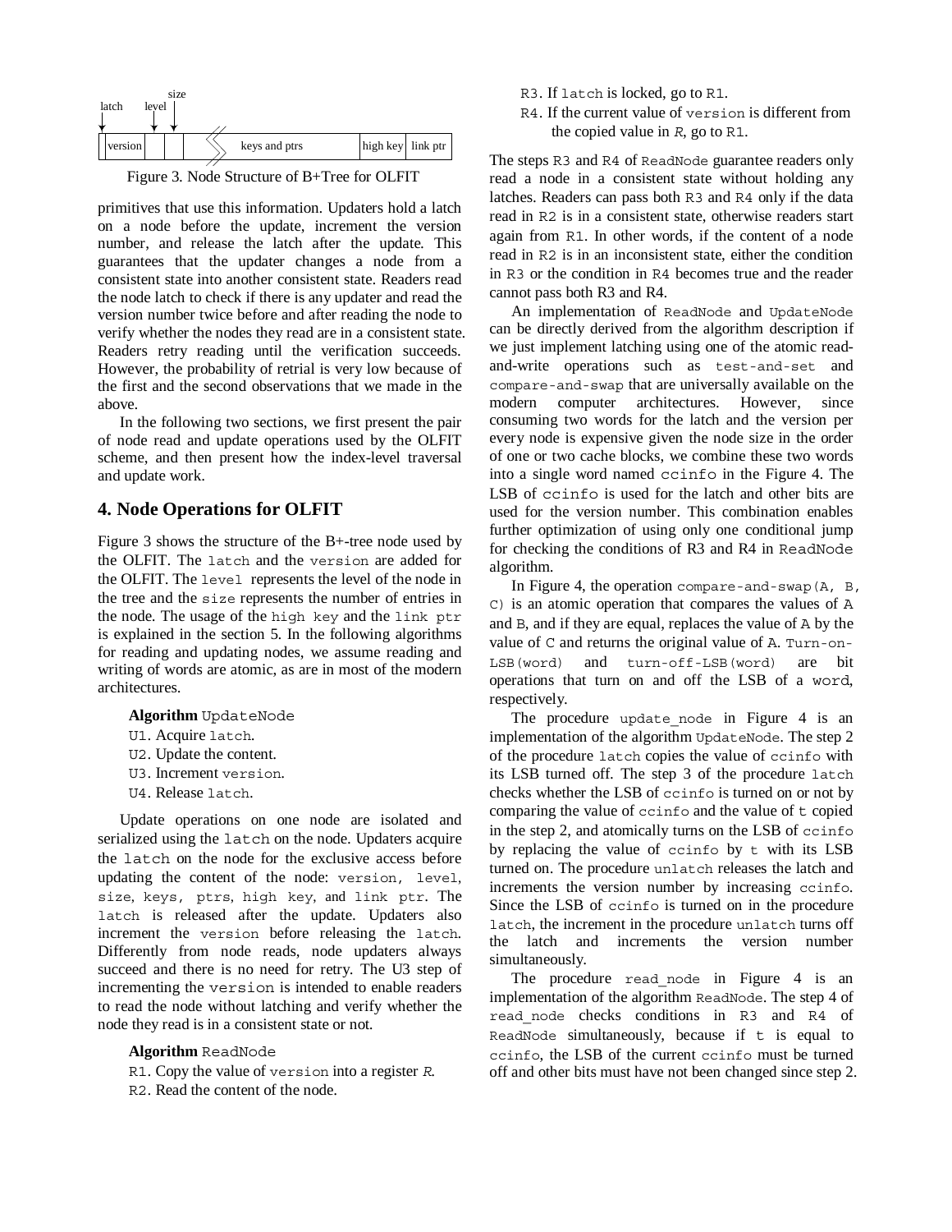Figure 3. Node Structure of B+Tree for OLFIT

primitives that use this information. Updaters hold a latch on a node before the update, increment the version number, and release the latch after the update. This guarantees that the updater changes a node from a consistent state into another consistent state. Readers read the node latch to check if there is any updater and read the version number twice before and after reading the node to verify whether the nodes they read are in a consistent state. Readers retry reading until the verification succeeds. However, the probability of retrial is very low because of the first and the second observations that we made in the above.

In the following two sections, we first present the pair of node read and update operations used by the OLFIT scheme, and then present how the index-level traversal and update work.

## 4. Node Operations for OLFIT

Figure 3 shows the structure of the B+-tree node used by the OLFIT. The `latch` and the `version` are added for the OLFIT. The `level` represents the level of the node in the tree and the `size` represents the number of entries in the node. The usage of the `high key` and the `link ptr` is explained in the section 5. In the following algorithms for reading and updating nodes, we assume reading and writing of words are atomic, as are in most of the modern architectures.

**Algorithm** `UpdateNode`

- `U1`. Acquire `latch`.
- `U2`. Update the content.
- `U3`. Increment `version`.
- `U4`. Release `latch`.

Update operations on one node are isolated and serialized using the `latch` on the node. Updaters acquire the `latch` on the node for the exclusive access before updating the content of the node: `version`, `level`, `size`, `keys`, `ptrs`, `high key`, and `link ptr`. The `latch` is released after the update. Updaters also increment the `version` before releasing the `latch`. Differently from node reads, node updaters always succeed and there is no need for retry. The U3 step of incrementing the `version` is intended to enable readers to read the node without latching and verify whether the node they read is in a consistent state or not.

**Algorithm** `ReadNode`

- `R1`. Copy the value of `version` into a register *R*.
- `R2`. Read the content of the node.
- `R3`. If `latch` is locked, go to `R1`.
- `R4`. If the current value of `version` is different from the copied value in *R*, go to `R1`.

The steps `R3` and `R4` of `ReadNode` guarantee readers only read a node in a consistent state without holding any latches. Readers can pass both `R3` and `R4` only if the data read in `R2` is in a consistent state, otherwise readers start again from `R1`. In other words, if the content of a node read in `R2` is in an inconsistent state, either the condition in `R3` or the condition in `R4` becomes true and the reader cannot pass both R3 and R4.

An implementation of `ReadNode` and `UpdateNode` can be directly derived from the algorithm description if we just implement latching using one of the atomic read-and-write operations such as `test-and-set` and `compare-and-swap` that are universally available on the modern computer architectures. However, since consuming two words for the latch and the version per every node is expensive given the node size in the order of one or two cache blocks, we combine these two words into a single word named `ccinfo` in the Figure 4. The LSB of `ccinfo` is used for the latch and other bits are used for the version number. This combination enables further optimization of using only one conditional jump for checking the conditions of R3 and R4 in `ReadNode` algorithm.

In Figure 4, the operation `compare-and-swap(A, B, C)` is an atomic operation that compares the values of `A` and `B`, and if they are equal, replaces the value of `A` by the value of `C` and returns the original value of `A`. `Turn-on-LSB(word)` and `turn-off-LSB(word)` are bit operations that turn on and off the LSB of a `word`, respectively.

The procedure `update_node` in Figure 4 is an implementation of the algorithm `UpdateNode`. The step 2 of the procedure `latch` copies the value of `ccinfo` with its LSB turned off. The step 3 of the procedure `latch` checks whether the LSB of `ccinfo` is turned on or not by comparing the value of `ccinfo` and the value of `t` copied in the step 2, and atomically turns on the LSB of `ccinfo` by replacing the value of `ccinfo` by `t` with its LSB turned on. The procedure `unlatch` releases the latch and increments the version number by increasing `ccinfo`. Since the LSB of `ccinfo` is turned on in the procedure `latch`, the increment in the procedure `unlatch` turns off the latch and increments the version number simultaneously.

The procedure `read_node` in Figure 4 is an implementation of the algorithm `ReadNode`. The step 4 of `read_node` checks conditions in `R3` and `R4` of `ReadNode` simultaneously, because if `t` is equal to `ccinfo`, the LSB of the current `ccinfo` must be turned off and other bits must have not been changed since step 2.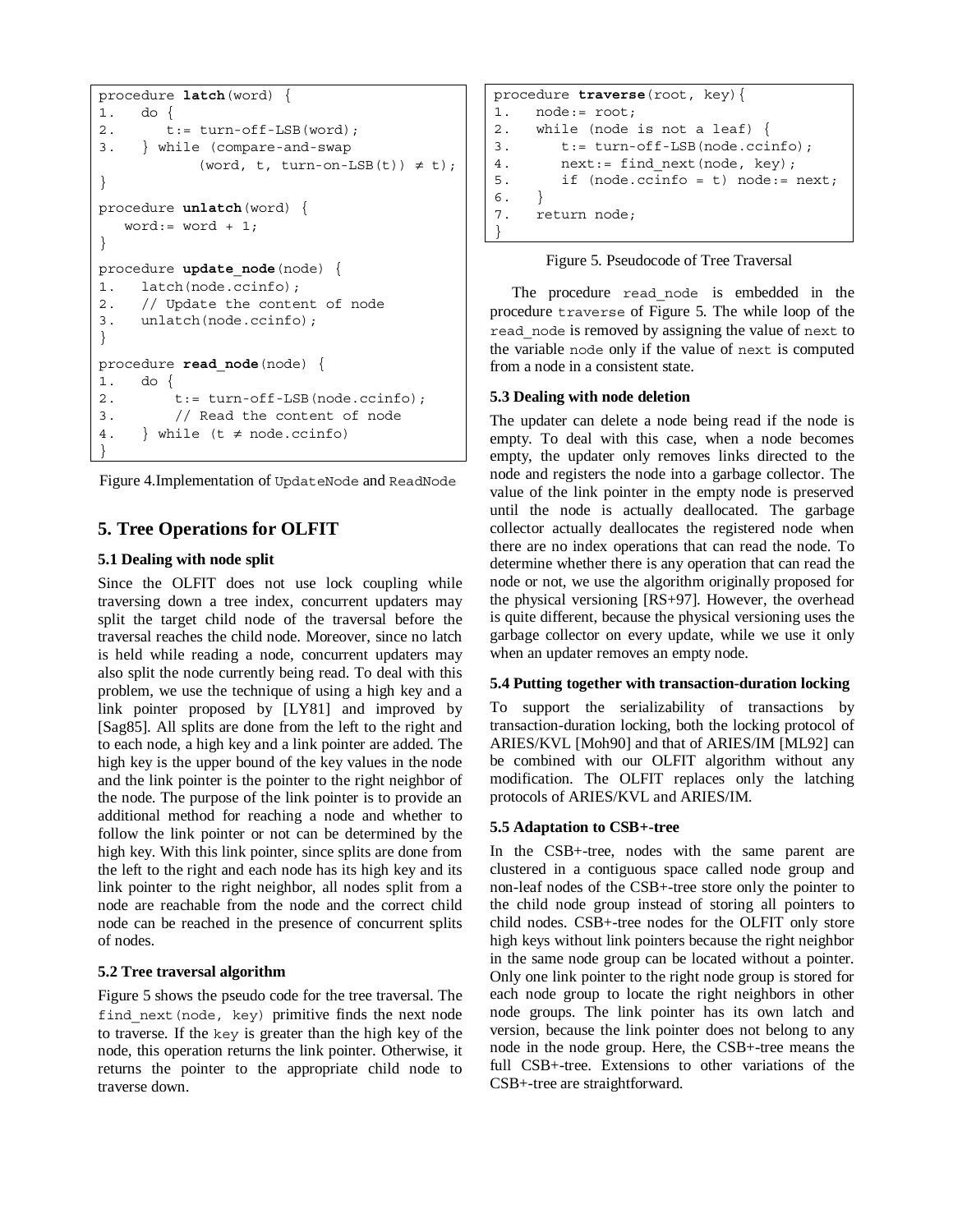```
procedure latch(word) {
1.   do {
2.      t:= turn-off-LSB(word);
3.   } while (compare-and-swap
            (word, t, turn-on-LSB(t)) ≠ t);
}
procedure unlatch(word) {
   word:= word + 1;
}
procedure update_node(node) {
1.   latch(node.ccinfo);
2.   // Update the content of node
3.   unlatch(node.ccinfo);
}
procedure read_node(node) {
1.   do {
2.       t:= turn-off-LSB(node.ccinfo);
3.       // Read the content of node
4.   } while (t ≠ node.ccinfo)
}
```

Figure 4.Implementation of `UpdateNode` and `ReadNode`

## 5. Tree Operations for OLFIT

### 5.1 Dealing with node split

Since the OLFIT does not use lock coupling while traversing down a tree index, concurrent updaters may split the target child node of the traversal before the traversal reaches the child node. Moreover, since no latch is held while reading a node, concurrent updaters may also split the node currently being read. To deal with this problem, we use the technique of using a high key and a link pointer proposed by [LY81] and improved by [Sag85]. All splits are done from the left to the right and to each node, a high key and a link pointer are added. The high key is the upper bound of the key values in the node and the link pointer is the pointer to the right neighbor of the node. The purpose of the link pointer is to provide an additional method for reaching a node and whether to follow the link pointer or not can be determined by the high key. With this link pointer, since splits are done from the left to the right and each node has its high key and its link pointer to the right neighbor, all nodes split from a node are reachable from the node and the correct child node can be reached in the presence of concurrent splits of nodes.

### 5.2 Tree traversal algorithm

Figure 5 shows the pseudo code for the tree traversal. The `find_next(node, key)` primitive finds the next node to traverse. If the `key` is greater than the high key of the node, this operation returns the link pointer. Otherwise, it returns the pointer to the appropriate child node to traverse down.

```
procedure traverse(root, key){
1.   node:= root;
2.   while (node is not a leaf) {
3.      t:= turn-off-LSB(node.ccinfo);
4.      next:= find_next(node, key);
5.      if (node.ccinfo = t) node:= next;
6.   }
7.   return node;
}
```

Figure 5. Pseudocode of Tree Traversal

The procedure `read_node` is embedded in the procedure `traverse` of Figure 5. The while loop of the `read_node` is removed by assigning the value of `next` to the variable `node` only if the value of `next` is computed from a node in a consistent state.

### 5.3 Dealing with node deletion

The updater can delete a node being read if the node is empty. To deal with this case, when a node becomes empty, the updater only removes links directed to the node and registers the node into a garbage collector. The value of the link pointer in the empty node is preserved until the node is actually deallocated. The garbage collector actually deallocates the registered node when there are no index operations that can read the node. To determine whether there is any operation that can read the node or not, we use the algorithm originally proposed for the physical versioning [RS+97]. However, the overhead is quite different, because the physical versioning uses the garbage collector on every update, while we use it only when an updater removes an empty node.

### 5.4 Putting together with transaction-duration locking

To support the serializability of transactions by transaction-duration locking, both the locking protocol of ARIES/KVL [Moh90] and that of ARIES/IM [ML92] can be combined with our OLFIT algorithm without any modification. The OLFIT replaces only the latching protocols of ARIES/KVL and ARIES/IM.

### 5.5 Adaptation to CSB+-tree

In the CSB+-tree, nodes with the same parent are clustered in a contiguous space called node group and non-leaf nodes of the CSB+-tree store only the pointer to the child node group instead of storing all pointers to child nodes. CSB+-tree nodes for the OLFIT only store high keys without link pointers because the right neighbor in the same node group can be located without a pointer. Only one link pointer to the right node group is stored for each node group to locate the right neighbors in other node groups. The link pointer has its own latch and version, because the link pointer does not belong to any node in the node group. Here, the CSB+-tree means the full CSB+-tree. Extensions to other variations of the CSB+-tree are straightforward.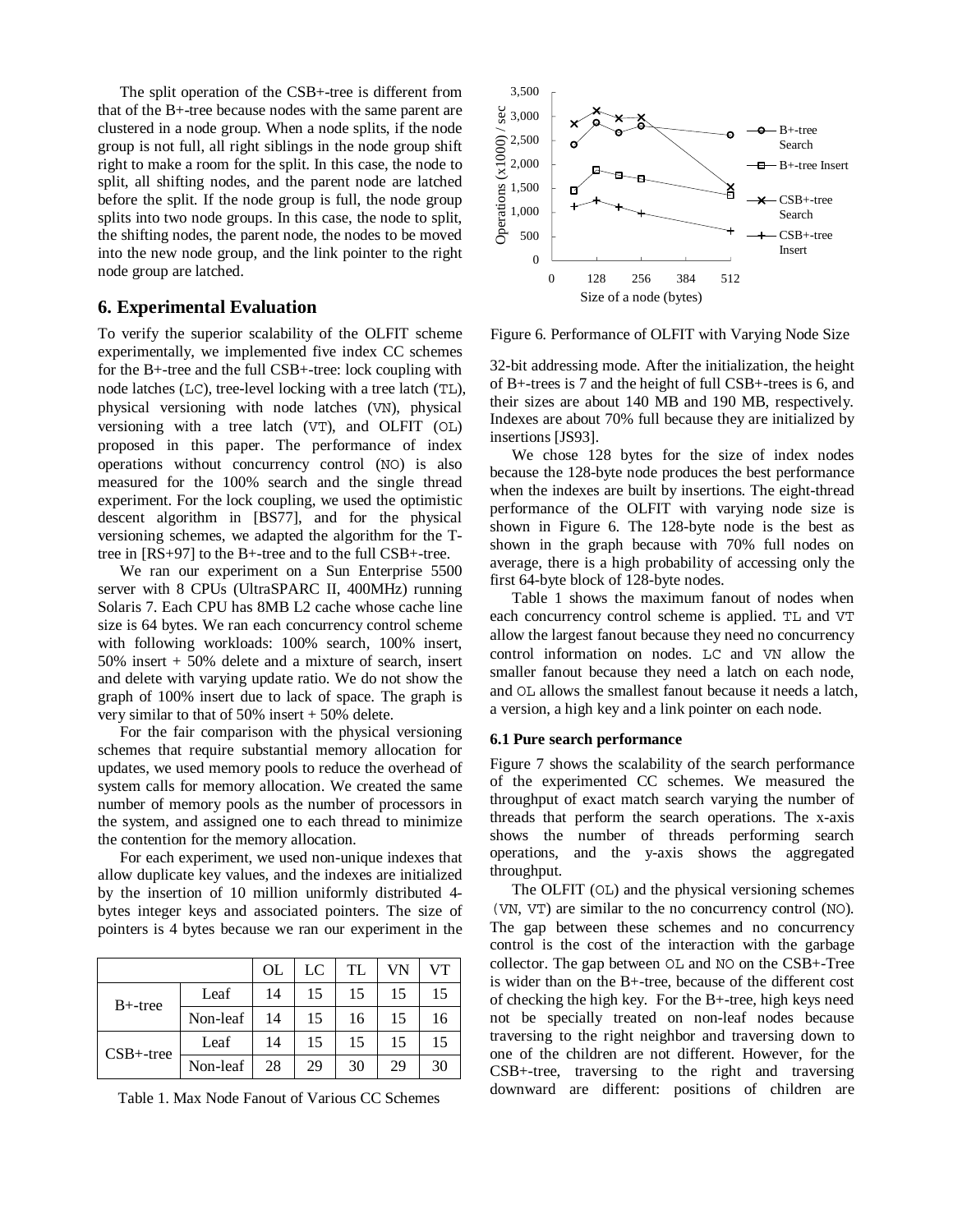The split operation of the CSB+-tree is different from that of the B+-tree because nodes with the same parent are clustered in a node group. When a node splits, if the node group is not full, all right siblings in the node group shift right to make a room for the split. In this case, the node to split, all shifting nodes, and the parent node are latched before the split. If the node group is full, the node group splits into two node groups. In this case, the node to split, the shifting nodes, the parent node, the nodes to be moved into the new node group, and the link pointer to the right node group are latched.

## 6. Experimental Evaluation

To verify the superior scalability of the OLFIT scheme experimentally, we implemented five index CC schemes for the B+-tree and the full CSB+-tree: lock coupling with node latches (LC), tree-level locking with a tree latch (TL), physical versioning with node latches (VN), physical versioning with a tree latch (VT), and OLFIT (OL) proposed in this paper. The performance of index operations without concurrency control (NO) is also measured for the 100% search and the single thread experiment. For the lock coupling, we used the optimistic descent algorithm in [BS77], and for the physical versioning schemes, we adapted the algorithm for the T-tree in [RS+97] to the B+-tree and to the full CSB+-tree.

We ran our experiment on a Sun Enterprise 5500 server with 8 CPUs (UltraSPARC II, 400MHz) running Solaris 7. Each CPU has 8MB L2 cache whose cache line size is 64 bytes. We ran each concurrency control scheme with following workloads: 100% search, 100% insert, 50% insert + 50% delete and a mixture of search, insert and delete with varying update ratio. We do not show the graph of 100% insert due to lack of space. The graph is very similar to that of 50% insert + 50% delete.

For the fair comparison with the physical versioning schemes that require substantial memory allocation for updates, we used memory pools to reduce the overhead of system calls for memory allocation. We created the same number of memory pools as the number of processors in the system, and assigned one to each thread to minimize the contention for the memory allocation.

For each experiment, we used non-unique indexes that allow duplicate key values, and the indexes are initialized by the insertion of 10 million uniformly distributed 4-bytes integer keys and associated pointers. The size of pointers is 4 bytes because we ran our experiment in the 32-bit addressing mode. After the initialization, the height of B+-trees is 7 and the height of full CSB+-trees is 6, and their sizes are about 140 MB and 190 MB, respectively. Indexes are about 70% full because they are initialized by insertions [JS93].

| | | OL | LC | TL | VN | VT |
|---|---|---|---|---|---|---|
| B+-tree | Leaf | 14 | 15 | 15 | 15 | 15 |
| | Non-leaf | 14 | 15 | 16 | 15 | 16 |
| CSB+-tree | Leaf | 14 | 15 | 15 | 15 | 15 |
| | Non-leaf | 28 | 29 | 30 | 29 | 30 |

Table 1. Max Node Fanout of Various CC Schemes

Figure 6. Performance of OLFIT with Varying Node Size

We chose 128 bytes for the size of index nodes because the 128-byte node produces the best performance when the indexes are built by insertions. The eight-thread performance of the OLFIT with varying node size is shown in Figure 6. The 128-byte node is the best as shown in the graph because with 70% full nodes on average, there is a high probability of accessing only the first 64-byte block of 128-byte nodes.

Table 1 shows the maximum fanout of nodes when each concurrency control scheme is applied. TL and VT allow the largest fanout because they need no concurrency control information on nodes. LC and VN allow the smaller fanout because they need a latch on each node, and OL allows the smallest fanout because it needs a latch, a version, a high key and a link pointer on each node.

### 6.1 Pure search performance

Figure 7 shows the scalability of the search performance of the experimented CC schemes. We measured the throughput of exact match search varying the number of threads that perform the search operations. The x-axis shows the number of threads performing search operations, and the y-axis shows the aggregated throughput.

The OLFIT (OL) and the physical versioning schemes (VN, VT) are similar to the no concurrency control (NO). The gap between these schemes and no concurrency control is the cost of the interaction with the garbage collector. The gap between OL and NO on the CSB+-Tree is wider than on the B+-tree, because of the different cost of checking the high key. For the B+-tree, high keys need not be specially treated on non-leaf nodes because traversing to the right neighbor and traversing down to one of the children are not different. However, for the CSB+-tree, traversing to the right and traversing downward are different: positions of children are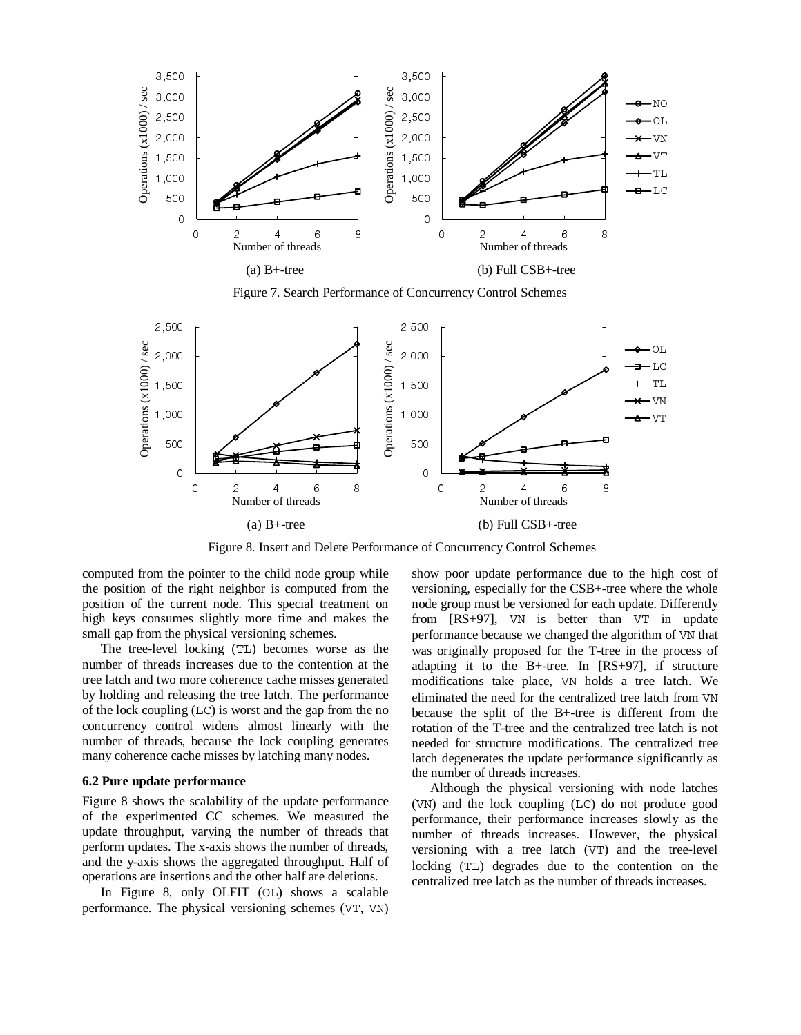Figure 7. Search Performance of Concurrency Control Schemes

Figure 8. Insert and Delete Performance of Concurrency Control Schemes

computed from the pointer to the child node group while the position of the right neighbor is computed from the position of the current node. This special treatment on high keys consumes slightly more time and makes the small gap from the physical versioning schemes.

The tree-level locking (TL) becomes worse as the number of threads increases due to the contention at the tree latch and two more coherence cache misses generated by holding and releasing the tree latch. The performance of the lock coupling (LC) is worst and the gap from the no concurrency control widens almost linearly with the number of threads, because the lock coupling generates many coherence cache misses by latching many nodes.

### 6.2 Pure update performance

Figure 8 shows the scalability of the update performance of the experimented CC schemes. We measured the update throughput, varying the number of threads that perform updates. The x-axis shows the number of threads, and the y-axis shows the aggregated throughput. Half of operations are insertions and the other half are deletions.

In Figure 8, only OLFIT (OL) shows a scalable performance. The physical versioning schemes (VT, VN) show poor update performance due to the high cost of versioning, especially for the CSB+-tree where the whole node group must be versioned for each update. Differently from [RS+97], VN is better than VT in update performance because we changed the algorithm of VN that was originally proposed for the T-tree in the process of adapting it to the B+-tree. In [RS+97], if structure modifications take place, VN holds a tree latch. We eliminated the need for the centralized tree latch from VN because the split of the B+-tree is different from the rotation of the T-tree and the centralized tree latch is not needed for structure modifications. The centralized tree latch degenerates the update performance significantly as the number of threads increases.

Although the physical versioning with node latches (VN) and the lock coupling (LC) do not produce good performance, their performance increases slowly as the number of threads increases. However, the physical versioning with a tree latch (VT) and the tree-level locking (TL) degrades due to the contention on the centralized tree latch as the number of threads increases.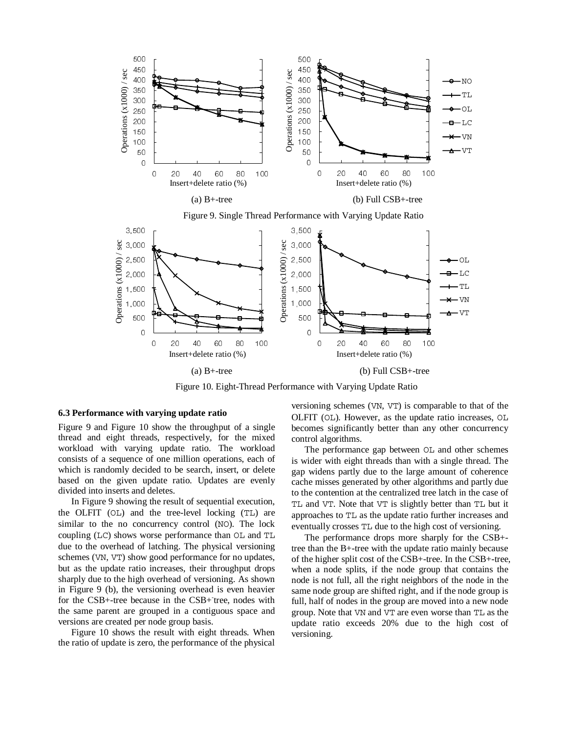Figure 9. Single Thread Performance with Varying Update Ratio

(a) B+-tree

(b) Full CSB+-tree

Figure 10. Eight-Thread Performance with Varying Update Ratio

(a) B+-tree

(b) Full CSB+-tree

### 6.3 Performance with varying update ratio

Figure 9 and Figure 10 show the throughput of a single thread and eight threads, respectively, for the mixed workload with varying update ratio. The workload consists of a sequence of one million operations, each of which is randomly decided to be search, insert, or delete based on the given update ratio. Updates are evenly divided into inserts and deletes.

In Figure 9 showing the result of sequential execution, the OLFIT (OL) and the tree-level locking (TL) are similar to the no concurrency control (NO). The lock coupling (LC) shows worse performance than OL and TL due to the overhead of latching. The physical versioning schemes (VN, VT) show good performance for no updates, but as the update ratio increases, their throughput drops sharply due to the high overhead of versioning. As shown in Figure 9 (b), the versioning overhead is even heavier for the CSB+-tree because in the CSB+-tree, nodes with the same parent are grouped in a contiguous space and versions are created per node group basis.

Figure 10 shows the result with eight threads. When the ratio of update is zero, the performance of the physical versioning schemes (VN, VT) is comparable to that of the OLFIT (OL). However, as the update ratio increases, OL becomes significantly better than any other concurrency control algorithms.

The performance gap between OL and other schemes is wider with eight threads than with a single thread. The gap widens partly due to the large amount of coherence cache misses generated by other algorithms and partly due to the contention at the centralized tree latch in the case of TL and VT. Note that VT is slightly better than TL but it approaches to TL as the update ratio further increases and eventually crosses TL due to the high cost of versioning.

The performance drops more sharply for the CSB+-tree than the B+-tree with the update ratio mainly because of the higher split cost of the CSB+-tree. In the CSB+-tree, when a node splits, if the node group that contains the node is not full, all the right neighbors of the node in the same node group are shifted right, and if the node group is full, half of nodes in the group are moved into a new node group. Note that VN and VT are even worse than TL as the update ratio exceeds 20% due to the high cost of versioning.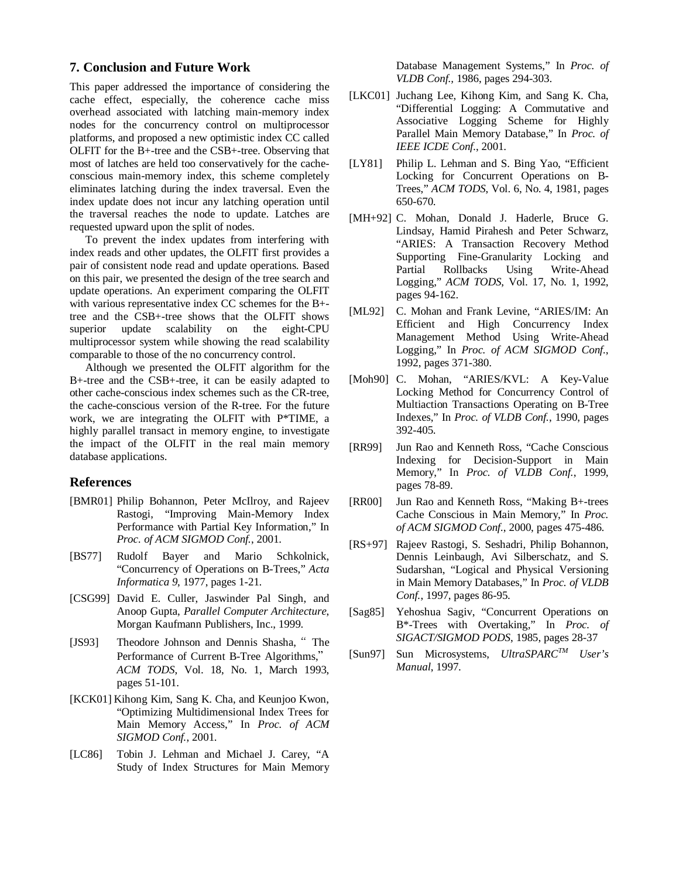## 7. Conclusion and Future Work

This paper addressed the importance of considering the cache effect, especially, the coherence cache miss overhead associated with latching main-memory index nodes for the concurrency control on multiprocessor platforms, and proposed a new optimistic index CC called OLFIT for the B+-tree and the CSB+-tree. Observing that most of latches are held too conservatively for the cache-conscious main-memory index, this scheme completely eliminates latching during the index traversal. Even the index update does not incur any latching operation until the traversal reaches the node to update. Latches are requested upward upon the split of nodes.

To prevent the index updates from interfering with index reads and other updates, the OLFIT first provides a pair of consistent node read and update operations. Based on this pair, we presented the design of the tree search and update operations. An experiment comparing the OLFIT with various representative index CC schemes for the B+-tree and the CSB+-tree shows that the OLFIT shows superior update scalability on the eight-CPU multiprocessor system while showing the read scalability comparable to those of the no concurrency control.

Although we presented the OLFIT algorithm for the B+-tree and the CSB+-tree, it can be easily adapted to other cache-conscious index schemes such as the CR-tree, the cache-conscious version of the R-tree. For the future work, we are integrating the OLFIT with P*TIME, a highly parallel transact in memory engine, to investigate the impact of the OLFIT in the real main memory database applications.

## References

[BMR01] Philip Bohannon, Peter McIlroy, and Rajeev Rastogi, "Improving Main-Memory Index Performance with Partial Key Information," In *Proc. of ACM SIGMOD Conf.*, 2001.

[BS77] Rudolf Bayer and Mario Schkolnick, "Concurrency of Operations on B-Trees," *Acta Informatica 9*, 1977, pages 1-21.

[CSG99] David E. Culler, Jaswinder Pal Singh, and Anoop Gupta, *Parallel Computer Architecture*, Morgan Kaufmann Publishers, Inc., 1999.

[JS93] Theodore Johnson and Dennis Shasha, " The Performance of Current B-Tree Algorithms," *ACM TODS*, Vol. 18, No. 1, March 1993, pages 51-101.

[KCK01] Kihong Kim, Sang K. Cha, and Keunjoo Kwon, "Optimizing Multidimensional Index Trees for Main Memory Access," In *Proc. of ACM SIGMOD Conf.*, 2001.

[LC86] Tobin J. Lehman and Michael J. Carey, "A Study of Index Structures for Main Memory Database Management Systems," In *Proc. of VLDB Conf.*, 1986, pages 294-303.

[LKC01] Juchang Lee, Kihong Kim, and Sang K. Cha, "Differential Logging: A Commutative and Associative Logging Scheme for Highly Parallel Main Memory Database," In *Proc. of IEEE ICDE Conf.*, 2001.

[LY81] Philip L. Lehman and S. Bing Yao, "Efficient Locking for Concurrent Operations on B-Trees," *ACM TODS*, Vol. 6, No. 4, 1981, pages 650-670.

[MH+92] C. Mohan, Donald J. Haderle, Bruce G. Lindsay, Hamid Pirahesh and Peter Schwarz, "ARIES: A Transaction Recovery Method Supporting Fine-Granularity Locking and Partial Rollbacks Using Write-Ahead Logging," *ACM TODS*, Vol. 17, No. 1, 1992, pages 94-162.

[ML92] C. Mohan and Frank Levine, "ARIES/IM: An Efficient and High Concurrency Index Management Method Using Write-Ahead Logging," In *Proc. of ACM SIGMOD Conf.*, 1992, pages 371-380.

[Moh90] C. Mohan, "ARIES/KVL: A Key-Value Locking Method for Concurrency Control of Multiaction Transactions Operating on B-Tree Indexes," In *Proc. of VLDB Conf.*, 1990, pages 392-405.

[RR99] Jun Rao and Kenneth Ross, "Cache Conscious Indexing for Decision-Support in Main Memory," In *Proc. of VLDB Conf.*, 1999, pages 78-89.

[RR00] Jun Rao and Kenneth Ross, "Making B+-trees Cache Conscious in Main Memory," In *Proc. of ACM SIGMOD Conf.*, 2000, pages 475-486.

[RS+97] Rajeev Rastogi, S. Seshadri, Philip Bohannon, Dennis Leinbaugh, Avi Silberschatz, and S. Sudarshan, "Logical and Physical Versioning in Main Memory Databases," In *Proc. of VLDB Conf.*, 1997, pages 86-95.

[Sag85] Yehoshua Sagiv, "Concurrent Operations on B*-Trees with Overtaking," In *Proc. of SIGACT/SIGMOD PODS*, 1985, pages 28-37

[Sun97] Sun Microsystems, *UltraSPARC™ User's Manual*, 1997.